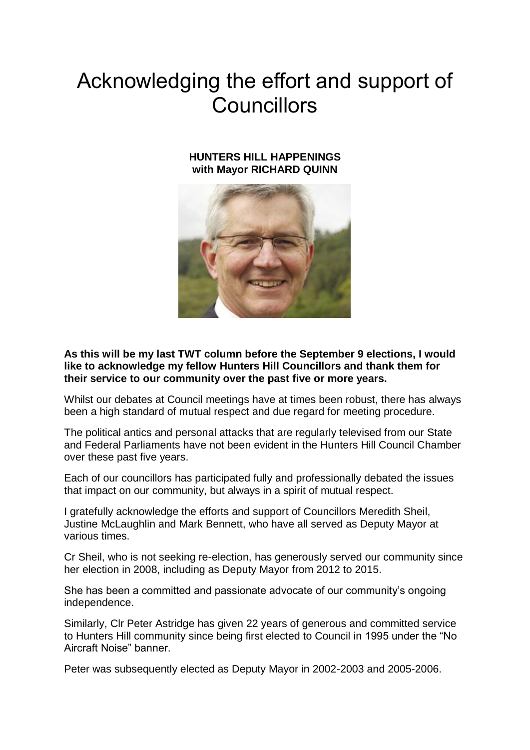# Acknowledging the effort and support of Councillors

**HUNTERS HILL HAPPENINGS**
**with Mayor RICHARD QUINN**

**As this will be my last TWT column before the September 9 elections, I would like to acknowledge my fellow Hunters Hill Councillors and thank them for their service to our community over the past five or more years.**

Whilst our debates at Council meetings have at times been robust, there has always been a high standard of mutual respect and due regard for meeting procedure.

The political antics and personal attacks that are regularly televised from our State and Federal Parliaments have not been evident in the Hunters Hill Council Chamber over these past five years.

Each of our councillors has participated fully and professionally debated the issues that impact on our community, but always in a spirit of mutual respect.

I gratefully acknowledge the efforts and support of Councillors Meredith Sheil, Justine McLaughlin and Mark Bennett, who have all served as Deputy Mayor at various times.

Cr Sheil, who is not seeking re-election, has generously served our community since her election in 2008, including as Deputy Mayor from 2012 to 2015.

She has been a committed and passionate advocate of our community's ongoing independence.

Similarly, Clr Peter Astridge has given 22 years of generous and committed service to Hunters Hill community since being first elected to Council in 1995 under the "No Aircraft Noise" banner.

Peter was subsequently elected as Deputy Mayor in 2002-2003 and 2005-2006.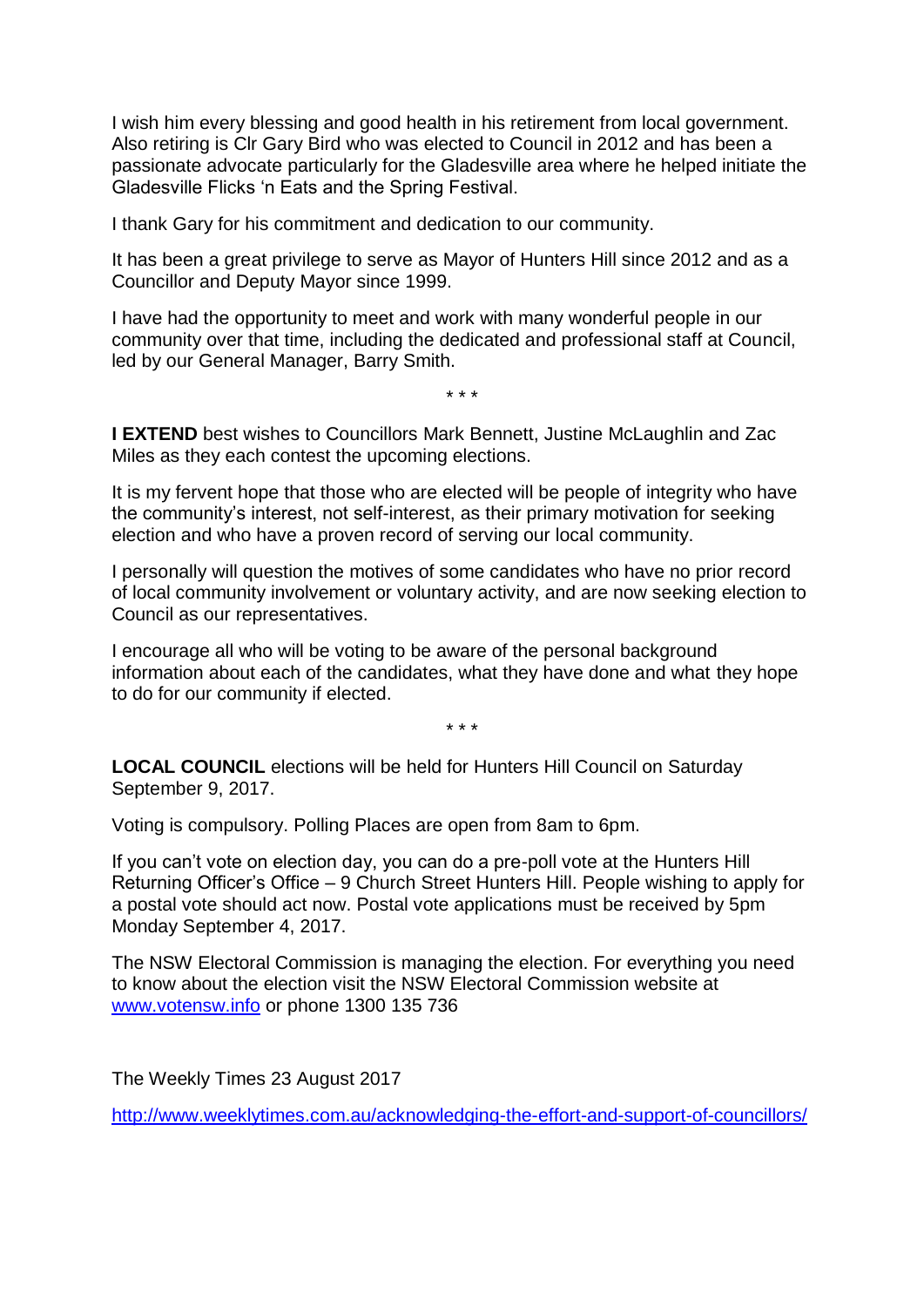I wish him every blessing and good health in his retirement from local government. Also retiring is Clr Gary Bird who was elected to Council in 2012 and has been a passionate advocate particularly for the Gladesville area where he helped initiate the Gladesville Flicks 'n Eats and the Spring Festival.

I thank Gary for his commitment and dedication to our community.

It has been a great privilege to serve as Mayor of Hunters Hill since 2012 and as a Councillor and Deputy Mayor since 1999.

I have had the opportunity to meet and work with many wonderful people in our community over that time, including the dedicated and professional staff at Council, led by our General Manager, Barry Smith.

\* \* \*

**I EXTEND** best wishes to Councillors Mark Bennett, Justine McLaughlin and Zac Miles as they each contest the upcoming elections.

It is my fervent hope that those who are elected will be people of integrity who have the community's interest, not self-interest, as their primary motivation for seeking election and who have a proven record of serving our local community.

I personally will question the motives of some candidates who have no prior record of local community involvement or voluntary activity, and are now seeking election to Council as our representatives.

I encourage all who will be voting to be aware of the personal background information about each of the candidates, what they have done and what they hope to do for our community if elected.

\* \* \*

**LOCAL COUNCIL** elections will be held for Hunters Hill Council on Saturday September 9, 2017.

Voting is compulsory. Polling Places are open from 8am to 6pm.

If you can't vote on election day, you can do a pre-poll vote at the Hunters Hill Returning Officer's Office – 9 Church Street Hunters Hill. People wishing to apply for a postal vote should act now. Postal vote applications must be received by 5pm Monday September 4, 2017.

The NSW Electoral Commission is managing the election. For everything you need to know about the election visit the NSW Electoral Commission website at [www.votensw.info](http://www.votensw.info) or phone 1300 135 736

The Weekly Times 23 August 2017

<http://www.weeklytimes.com.au/acknowledging-the-effort-and-support-of-councillors/>